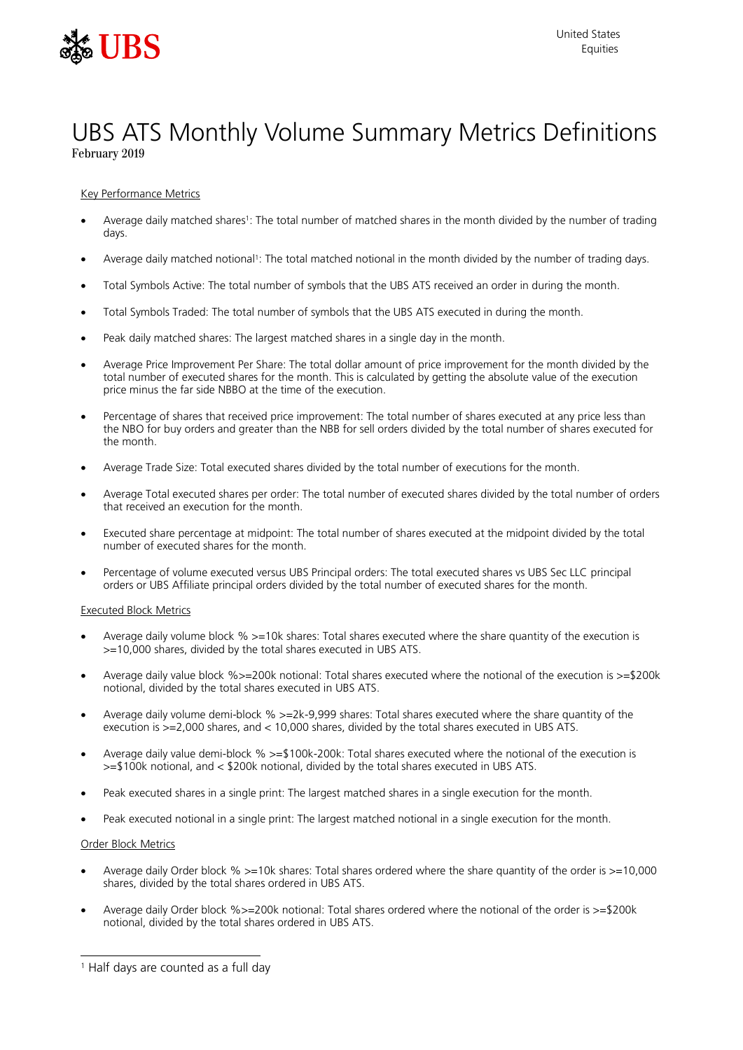United States
Equities

# UBS ATS Monthly Volume Summary Metrics Definitions

February 2019

## Key Performance Metrics

- Average daily matched shares[1]: The total number of matched shares in the month divided by the number of trading days.
- Average daily matched notional[1]: The total matched notional in the month divided by the number of trading days.
- Total Symbols Active: The total number of symbols that the UBS ATS received an order in during the month.
- Total Symbols Traded: The total number of symbols that the UBS ATS executed in during the month.
- Peak daily matched shares: The largest matched shares in a single day in the month.
- Average Price Improvement Per Share: The total dollar amount of price improvement for the month divided by the total number of executed shares for the month. This is calculated by getting the absolute value of the execution price minus the far side NBBO at the time of the execution.
- Percentage of shares that received price improvement: The total number of shares executed at any price less than the NBO for buy orders and greater than the NBB for sell orders divided by the total number of shares executed for the month.
- Average Trade Size: Total executed shares divided by the total number of executions for the month.
- Average Total executed shares per order: The total number of executed shares divided by the total number of orders that received an execution for the month.
- Executed share percentage at midpoint: The total number of shares executed at the midpoint divided by the total number of executed shares for the month.
- Percentage of volume executed versus UBS Principal orders: The total executed shares vs UBS Sec LLC principal orders or UBS Affiliate principal orders divided by the total number of executed shares for the month.

## Executed Block Metrics

- Average daily volume block % >=10k shares: Total shares executed where the share quantity of the execution is >=10,000 shares, divided by the total shares executed in UBS ATS.
- Average daily value block %>=200k notional: Total shares executed where the notional of the execution is >=$200k notional, divided by the total shares executed in UBS ATS.
- Average daily volume demi-block % >=2k-9,999 shares: Total shares executed where the share quantity of the execution is >=2,000 shares, and < 10,000 shares, divided by the total shares executed in UBS ATS.
- Average daily value demi-block % >=$100k-200k: Total shares executed where the notional of the execution is >=$100k notional, and < $200k notional, divided by the total shares executed in UBS ATS.
- Peak executed shares in a single print: The largest matched shares in a single execution for the month.
- Peak executed notional in a single print: The largest matched notional in a single execution for the month.

## Order Block Metrics

- Average daily Order block % >=10k shares: Total shares ordered where the share quantity of the order is >=10,000 shares, divided by the total shares ordered in UBS ATS.
- Average daily Order block %>=200k notional: Total shares ordered where the notional of the order is >=$200k notional, divided by the total shares ordered in UBS ATS.

---

[1] Half days are counted as a full day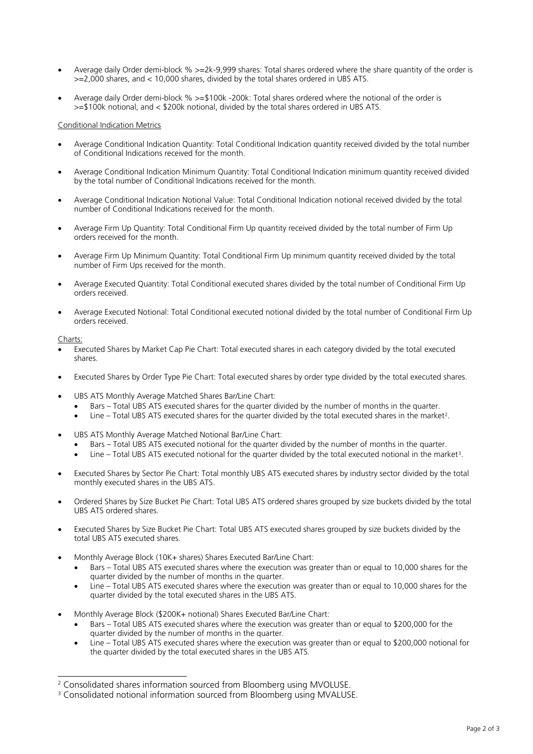- Average daily Order demi-block % >=2k-9,999 shares: Total shares ordered where the share quantity of the order is >=2,000 shares, and < 10,000 shares, divided by the total shares ordered in UBS ATS.
- Average daily Order demi-block % >=$100k -200k: Total shares ordered where the notional of the order is >=$100k notional, and < $200k notional, divided by the total shares ordered in UBS ATS.

<u>Conditional Indication Metrics</u>

- Average Conditional Indication Quantity: Total Conditional Indication quantity received divided by the total number of Conditional Indications received for the month.
- Average Conditional Indication Minimum Quantity: Total Conditional Indication minimum quantity received divided by the total number of Conditional Indications received for the month.
- Average Conditional Indication Notional Value: Total Conditional Indication notional received divided by the total number of Conditional Indications received for the month.
- Average Firm Up Quantity: Total Conditional Firm Up quantity received divided by the total number of Firm Up orders received for the month.
- Average Firm Up Minimum Quantity: Total Conditional Firm Up minimum quantity received divided by the total number of Firm Ups received for the month.
- Average Executed Quantity: Total Conditional executed shares divided by the total number of Conditional Firm Up orders received.
- Average Executed Notional: Total Conditional executed notional divided by the total number of Conditional Firm Up orders received.

<u>Charts:</u>

- Executed Shares by Market Cap Pie Chart: Total executed shares in each category divided by the total executed shares.
- Executed Shares by Order Type Pie Chart: Total executed shares by order type divided by the total executed shares.
- UBS ATS Monthly Average Matched Shares Bar/Line Chart:
  - Bars – Total UBS ATS executed shares for the quarter divided by the number of months in the quarter.
  - Line – Total UBS ATS executed shares for the quarter divided by the total executed shares in the market[2].
- UBS ATS Monthly Average Matched Notional Bar/Line Chart:
  - Bars – Total UBS ATS executed notional for the quarter divided by the number of months in the quarter.
  - Line – Total UBS ATS executed notional for the quarter divided by the total executed notional in the market[3].
- Executed Shares by Sector Pie Chart: Total monthly UBS ATS executed shares by industry sector divided by the total monthly executed shares in the UBS ATS.
- Ordered Shares by Size Bucket Pie Chart: Total UBS ATS ordered shares grouped by size buckets divided by the total UBS ATS ordered shares.
- Executed Shares by Size Bucket Pie Chart: Total UBS ATS executed shares grouped by size buckets divided by the total UBS ATS executed shares.
- Monthly Average Block (10K+ shares) Shares Executed Bar/Line Chart:
  - Bars – Total UBS ATS executed shares where the execution was greater than or equal to 10,000 shares for the quarter divided by the number of months in the quarter.
  - Line – Total UBS ATS executed shares where the execution was greater than or equal to 10,000 shares for the quarter divided by the total executed shares in the UBS ATS.
- Monthly Average Block ($200K+ notional) Shares Executed Bar/Line Chart:
  - Bars – Total UBS ATS executed shares where the execution was greater than or equal to $200,000 for the quarter divided by the number of months in the quarter.
  - Line – Total UBS ATS executed shares where the execution was greater than or equal to $200,000 notional for the quarter divided by the total executed shares in the UBS ATS.

---

[2] Consolidated shares information sourced from Bloomberg using MVOLUSE.

[3] Consolidated notional information sourced from Bloomberg using MVALUSE.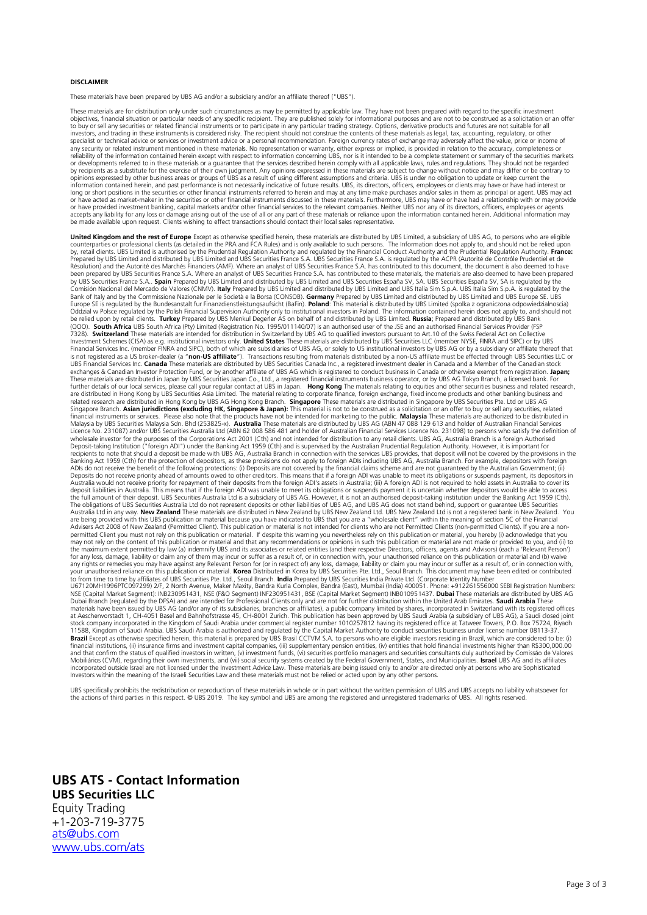**DISCLAIMER**

These materials have been prepared by UBS AG and/or a subsidiary and/or an affiliate thereof ("UBS").

These materials are for distribution only under such circumstances as may be permitted by applicable law. They have not been prepared with regard to the specific investment objectives, financial situation or particular needs of any specific recipient. They are published solely for informational purposes and are not to be construed as a solicitation or an offer to buy or sell any securities or related financial instruments or to participate in any particular trading strategy. Options, derivative products and futures are not suitable for all investors, and trading in these instruments is considered risky. The recipient should not construe the contents of these materials as legal, tax, accounting, regulatory, or other specialist or technical advice or services or investment advice or a personal recommendation. Foreign currency rates of exchange may adversely affect the value, price or income of any security or related instrument mentioned in these materials. No representation or warranty, either express or implied, is provided in relation to the accuracy, completeness or reliability of the information contained herein except with respect to information concerning UBS, nor is it intended to be a complete statement or summary of the securities markets or developments referred to in these materials or a guarantee that the services described herein comply with all applicable laws, rules and regulations. They should not be regarded by recipients as a substitute for the exercise of their own judgment. Any opinions expressed in these materials are subject to change without notice and may differ or be contrary to opinions expressed by other business areas or groups of UBS as a result of using different assumptions and criteria. UBS is under no obligation to update or keep current the information contained herein, and past performance is not necessarily indicative of future results. UBS, its directors, officers, employees or clients may have or have had interest or long or short positions in the securities or other financial instruments referred to herein and may at any time make purchases and/or sales in them as principal or agent. UBS may act or have acted as market-maker in the securities or other financial instruments discussed in these materials. Furthermore, UBS may have or have had a relationship with or may provide or have provided investment banking, capital markets and/or other financial services to the relevant companies. Neither UBS nor any of its directors, officers, employees or agents accepts any liability for any loss or damage arising out of the use of all or any part of these materials or reliance upon the information contained herein. Additional information may be made available upon request. Clients wishing to effect transactions should contact their local sales representative.

**United Kingdom and the rest of Europe** Except as otherwise specified herein, these materials are distributed by UBS Limited, a subsidiary of UBS AG, to persons who are eligible counterparties or professional clients (as detailed in the PRA and FCA Rules) and is only available to such persons. The Information does not apply to, and should not be relied upon by, retail clients. UBS Limited is authorised by the Prudential Regulation Authority and regulated by the Financial Conduct Authority and the Prudential Regulation Authority. **France:** Prepared by UBS Limited and distributed by UBS Limited and UBS Securities France S.A. UBS Securities France S.A. is regulated by the ACPR (Autorité de Contrôle Prudentiel et de Résolution) and the Autorité des Marchés Financiers (AMF). Where an analyst of UBS Securities France S.A. has contributed to this document, the document is also deemed to have been prepared by UBS Securities France S.A. Where an analyst of UBS Securities France S.A. has contributed to these materials, the materials are also deemed to have been prepared by UBS Securities France S.A.. **Spain** Prepared by UBS Limited and distributed by UBS Limited and UBS Securities España SV, SA. UBS Securities España SV, SA is regulated by the Comisión Nacional del Mercado de Valores (CNMV). **Italy** Prepared by UBS Limited and distributed by UBS Limited and UBS Italia Sim S.p.A. UBS Italia Sim S.p.A. is regulated by the Bank of Italy and by the Commissione Nazionale per le Società e la Borsa (CONSOB). **Germany** Prepared by UBS Limited and distributed by UBS Limited and UBS Europe SE. UBS Europe SE is regulated by the Bundesanstalt fur Finanzdienstleistungsaufsicht (BaFin). **Poland**: This material is distributed by UBS Limited (spolka z ograniczona odpowiedzialnoscia) Oddzial w Polsce regulated by the Polish Financial Supervision Authority only to institutional investors in Poland. The information contained herein does not apply to, and should not be relied upon by retail clients. **Turkey** Prepared by UBS Menkul Degerler AS on behalf of and distributed by UBS Limited. **Russia**; Prepared and distributed by UBS Bank (OOO). **South Africa** UBS South Africa (Pty) Limited (Registration No. 1995/011140/07) is an authorised user of the JSE and an authorised Financial Services Provider (FSP 7328). **Switzerland** These materials are intended for distribution in Switzerland by UBS AG to qualified investors pursuant to Art.10 of the Swiss Federal Act on Collective Investment Schemes (CISA) as e.g. institutional investors only. **United States** These materials are distributed by UBS Securities LLC (member NYSE, FINRA and SIPC) or by UBS Financial Services Inc. (member FINRA and SIPC), both of which are subsidiaries of UBS AG, or solely to US institutional investors by UBS AG or by a subsidiary or affiliate thereof that is not registered as a US broker-dealer (a "**non-US affiliate**"). Transactions resulting from materials distributed by a non-US affiliate must be effected through UBS Securities LLC or UBS Financial Services Inc. **Canada** These materials are distributed by UBS Securities Canada Inc., a registered investment dealer in Canada and a Member of the Canadian stock exchanges & Canadian Investor Protection Fund, or by another affiliate of UBS AG which is registered to conduct business in Canada or otherwise exempt from registration. **Japan;** These materials are distributed in Japan by UBS Securities Japan Co., Ltd., a registered financial instruments business operator, or by UBS AG Tokyo Branch, a licensed bank. For further details of our local services, please call your regular contact at UBS in Japan. **Hong Kong** The materials relating to equities and other securities business and related research, are distributed in Hong Kong by UBS Securities Asia Limited. The material relating to corporate finance, foreign exchange, fixed income products and other banking business and related research are distributed in Hong Kong by UBS AG Hong Kong Branch. **Singapore** These materials are distributed in Singapore by UBS Securities Pte. Ltd or UBS AG Singapore Branch. **Asian jurisdictions (excluding HK, Singapore & Japan):** This material is not to be construed as a solicitation or an offer to buy or sell any securities, related financial instruments or services. Please also note that the products have not be intended for marketing to the public. **Malaysia** These materials are authorized to be distributed in Malaysia by UBS Securities Malaysia Sdn. Bhd (253825-x). **Australia** These materials are distributed by UBS AG (ABN 47 088 129 613 and holder of Australian Financial Services Licence No. 231087) and/or UBS Securities Australia Ltd (ABN 62 008 586 481 and holder of Australian Financial Services Licence No. 231098) to persons who satisfy the definition of wholesale investor for the purposes of the Corporations Act 2001 (Cth) and not intended for distribution to any retail clients. UBS AG, Australia Branch is a foreign Authorised Deposit-taking Institution ("foreign ADI") under the Banking Act 1959 (Cth) and is supervised by the Australian Prudential Regulation Authority. However, it is important for recipients to note that should a deposit be made with UBS AG, Australia Branch in connection with the services UBS provides, that deposit will not be covered by the provisions in the Banking Act 1959 (Cth) for the protection of depositors, as these provisions do not apply to foreign ADIs including UBS AG, Australia Branch. For example, depositors with foreign ADIs do not receive the benefit of the following protections: (i) Deposits are not covered by the financial claims scheme and are not guaranteed by the Australian Government; (ii) Deposits do not receive priority ahead of amounts owed to other creditors. This means that if a foreign ADI was unable to meet its obligations or suspends payment, its depositors in Australia would not receive priority for repayment of their deposits from the foreign ADI's assets in Australia; (iii) A foreign ADI is not required to hold assets in Australia to cover its deposit liabilities in Australia. This means that if the foreign ADI was unable to meet its obligations or suspends payment it is uncertain whether depositors would be able to access the full amount of their deposit. UBS Securities Australia Ltd is a subsidiary of UBS AG. However, it is not an authorised deposit-taking institution under the Banking Act 1959 (Cth). The obligations of UBS Securities Australia Ltd do not represent deposits or other liabilities of UBS AG, and UBS AG does not stand behind, support or guarantee UBS Securities Australia Ltd in any way. **New Zealand** These materials are distributed in New Zealand by UBS New Zealand Ltd. UBS New Zealand Ltd is not a registered bank in New Zealand. You are being provided with this UBS publication or material because you have indicated to UBS that you are a "wholesale client" within the meaning of section 5C of the Financial Advisers Act 2008 of New Zealand (Permitted Client). This publication or material is not intended for clients who are not Permitted Clients (non-permitted Clients). If you are a non-permitted Client you must not rely on this publication or material. If despite this warning you nevertheless rely on this publication or material, you hereby (i) acknowledge that you may not rely on the content of this publication or material and that any recommendations or opinions in such this publication or material are not made or provided to you, and (ii) to the maximum extent permitted by law (a) indemnify UBS and its associates or related entities (and their respective Directors, officers, agents and Advisors) (each a 'Relevant Person') for any loss, damage, liability or claim any of them may incur or suffer as a result of, or in connection with, your unauthorised reliance on this publication or material and (b) waive any rights or remedies you may have against any Relevant Person for (or in respect of) any loss, damage, liability or claim you may incur or suffer as a result of, or in connection with, your unauthorised reliance on this publication or material. **Korea** Distributed in Korea by UBS Securities Pte. Ltd., Seoul Branch. This document may have been edited or contributed to from time to time by affiliates of UBS Securities Pte. Ltd., Seoul Branch. **India** Prepared by UBS Securities India Private Ltd. (Corporate Identity Number U67120MH1996PTC097299) 2/F, 2 North Avenue, Maker Maxity, Bandra Kurla Complex, Bandra (East), Mumbai (India) 400051. Phone: +912261556000 SEBI Registration Numbers: NSE (Capital Market Segment): INB230951431, NSE (F&O Segment) INF230951431, BSE (Capital Market Segment) INB010951437. **Dubai** These materials are distributed by UBS AG Dubai Branch (regulated by the DFSA) and are intended for Professional Clients only and are not for further distribution within the United Arab Emirates. **Saudi Arabia** These materials have been issued by UBS AG (and/or any of its subsidiaries, branches or affiliates), a public company limited by shares, incorporated in Switzerland with its registered offices at Aeschenvorstadt 1, CH-4051 Basel and Bahnhofstrasse 45, CH-8001 Zurich. This publication has been approved by UBS Saudi Arabia (a subsidiary of UBS AG), a Saudi closed joint stock company incorporated in the Kingdom of Saudi Arabia under commercial register number 1010257812 having its registered office at Tatweer Towers, P.O. Box 75724, Riyadh 11588, Kingdom of Saudi Arabia. UBS Saudi Arabia is authorized and regulated by the Capital Market Authority to conduct securities business under license number 08113-37. **Brazil** Except as otherwise specified herein, this material is prepared by UBS Brasil CCTVM S.A. to persons who are eligible investors residing in Brazil, which are considered to be: (i) financial institutions, (ii) insurance firms and investment capital companies, (iii) supplementary pension entities, (iv) entities that hold financial investments higher than R$300,000.00 and that confirm the status of qualified investors in written, (v) investment funds, (vi) securities portfolio managers and securities consultants duly authorized by Comissão de Valores Mobiliários (CVM), regarding their own investments, and (vii) social security systems created by the Federal Government, States, and Municipalities. **Israel** UBS AG and its affiliates incorporated outside Israel are not licensed under the Investment Advice Law. These materials are being issued only to and/or are directed only at persons who are Sophisticated Investors within the meaning of the Israeli Securities Law and these materials must not be relied or acted upon by any other persons.

UBS specifically prohibits the redistribution or reproduction of these materials in whole or in part without the written permission of UBS and UBS accepts no liability whatsoever for the actions of third parties in this respect. © UBS 2019. The key symbol and UBS are among the registered and unregistered trademarks of UBS. All rights reserved.

## UBS ATS - Contact Information

**UBS Securities LLC**
Equity Trading
+1-203-719-3775
ats@ubs.com
www.ubs.com/ats